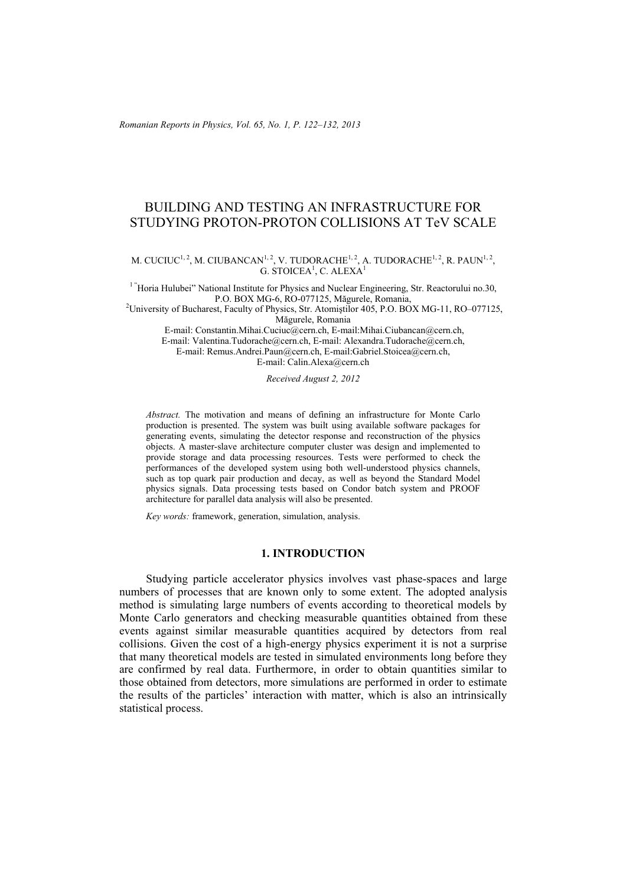# BUILDING AND TESTING AN INFRASTRUCTURE FOR STUDYING PROTON-PROTON COLLISIONS AT TeV SCALE

M. CUCIUC[1, 2], M. CIUBANCAN[1, 2], V. TUDORACHE[1, 2], A. TUDORACHE[1, 2], R. PAUN[1, 2], G. STOICEA[1], C. ALEXA[1]

[1] "Horia Hulubei" National Institute for Physics and Nuclear Engineering, Str. Reactorului no.30, P.O. BOX MG-6, RO-077125, Măgurele, Romania,

[2] University of Bucharest, Faculty of Physics, Str. Atomiştilor 405, P.O. BOX MG-11, RO–077125, Măgurele, Romania

E-mail: Constantin.Mihai.Cuciuc@cern.ch, E-mail:Mihai.Ciubancan@cern.ch, E-mail: Valentina.Tudorache@cern.ch, E-mail: Alexandra.Tudorache@cern.ch, E-mail: Remus.Andrei.Paun@cern.ch, E-mail:Gabriel.Stoicea@cern.ch, E-mail: Calin.Alexa@cern.ch

*Received August 2, 2012*

*Abstract.* The motivation and means of defining an infrastructure for Monte Carlo production is presented. The system was built using available software packages for generating events, simulating the detector response and reconstruction of the physics objects. A master-slave architecture computer cluster was design and implemented to provide storage and data processing resources. Tests were performed to check the performances of the developed system using both well-understood physics channels, such as top quark pair production and decay, as well as beyond the Standard Model physics signals. Data processing tests based on Condor batch system and PROOF architecture for parallel data analysis will also be presented.

*Key words:* framework, generation, simulation, analysis.

## 1. INTRODUCTION

Studying particle accelerator physics involves vast phase-spaces and large numbers of processes that are known only to some extent. The adopted analysis method is simulating large numbers of events according to theoretical models by Monte Carlo generators and checking measurable quantities obtained from these events against similar measurable quantities acquired by detectors from real collisions. Given the cost of a high-energy physics experiment it is not a surprise that many theoretical models are tested in simulated environments long before they are confirmed by real data. Furthermore, in order to obtain quantities similar to those obtained from detectors, more simulations are performed in order to estimate the results of the particles' interaction with matter, which is also an intrinsically statistical process.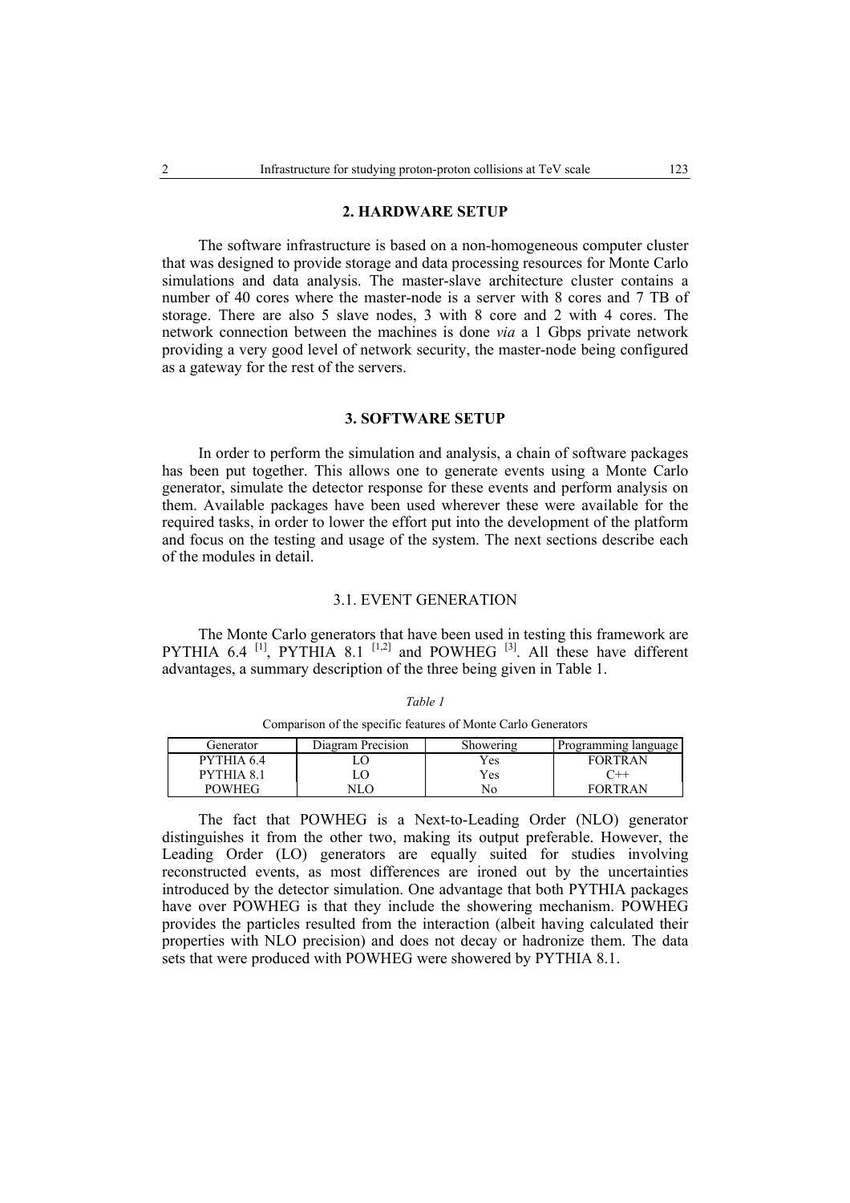## 2. HARDWARE SETUP

The software infrastructure is based on a non-homogeneous computer cluster that was designed to provide storage and data processing resources for Monte Carlo simulations and data analysis. The master-slave architecture cluster contains a number of 40 cores where the master-node is a server with 8 cores and 7 TB of storage. There are also 5 slave nodes, 3 with 8 core and 2 with 4 cores. The network connection between the machines is done *via* a 1 Gbps private network providing a very good level of network security, the master-node being configured as a gateway for the rest of the servers.

## 3. SOFTWARE SETUP

In order to perform the simulation and analysis, a chain of software packages has been put together. This allows one to generate events using a Monte Carlo generator, simulate the detector response for these events and perform analysis on them. Available packages have been used wherever these were available for the required tasks, in order to lower the effort put into the development of the platform and focus on the testing and usage of the system. The next sections describe each of the modules in detail.

### 3.1. EVENT GENERATION

The Monte Carlo generators that have been used in testing this framework are PYTHIA 6.4 [1], PYTHIA 8.1 [1,2] and POWHEG [3]. All these have different advantages, a summary description of the three being given in Table 1.

*Table 1*

Comparison of the specific features of Monte Carlo Generators

| Generator | Diagram Precision | Showering | Programming language |
|---|---|---|---|
| PYTHIA 6.4 | LO | Yes | FORTRAN |
| PYTHIA 8.1 | LO | Yes | C++ |
| POWHEG | NLO | No | FORTRAN |

The fact that POWHEG is a Next-to-Leading Order (NLO) generator distinguishes it from the other two, making its output preferable. However, the Leading Order (LO) generators are equally suited for studies involving reconstructed events, as most differences are ironed out by the uncertainties introduced by the detector simulation. One advantage that both PYTHIA packages have over POWHEG is that they include the showering mechanism. POWHEG provides the particles resulted from the interaction (albeit having calculated their properties with NLO precision) and does not decay or hadronize them. The data sets that were produced with POWHEG were showered by PYTHIA 8.1.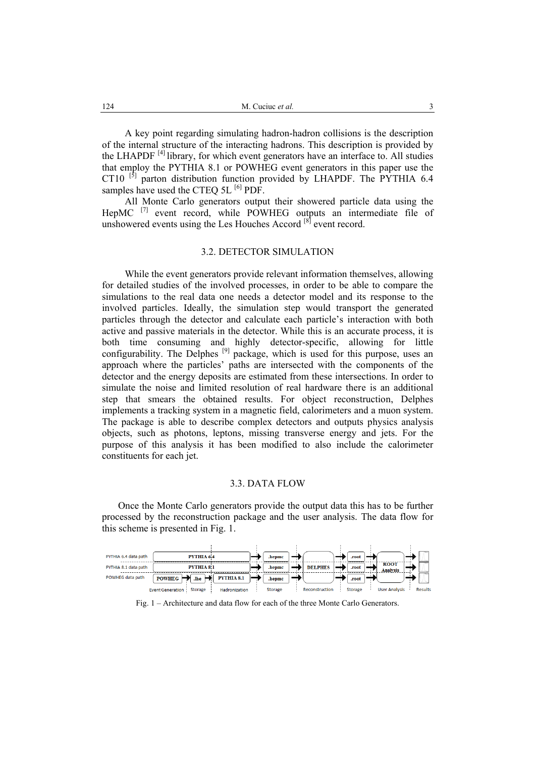A key point regarding simulating hadron-hadron collisions is the description of the internal structure of the interacting hadrons. This description is provided by the LHAPDF [4] library, for which event generators have an interface to. All studies that employ the PYTHIA 8.1 or POWHEG event generators in this paper use the CT10 [5] parton distribution function provided by LHAPDF. The PYTHIA 6.4 samples have used the CTEQ 5L [6] PDF.

All Monte Carlo generators output their showered particle data using the HepMC [7] event record, while POWHEG outputs an intermediate file of unshowered events using the Les Houches Accord [8] event record.

### 3.2. DETECTOR SIMULATION

While the event generators provide relevant information themselves, allowing for detailed studies of the involved processes, in order to be able to compare the simulations to the real data one needs a detector model and its response to the involved particles. Ideally, the simulation step would transport the generated particles through the detector and calculate each particle's interaction with both active and passive materials in the detector. While this is an accurate process, it is both time consuming and highly detector-specific, allowing for little configurability. The Delphes [9] package, which is used for this purpose, uses an approach where the particles' paths are intersected with the components of the detector and the energy deposits are estimated from these intersections. In order to simulate the noise and limited resolution of real hardware there is an additional step that smears the obtained results. For object reconstruction, Delphes implements a tracking system in a magnetic field, calorimeters and a muon system. The package is able to describe complex detectors and outputs physics analysis objects, such as photons, leptons, missing transverse energy and jets. For the purpose of this analysis it has been modified to also include the calorimeter constituents for each jet.

### 3.3. DATA FLOW

Once the Monte Carlo generators provide the output data this has to be further processed by the reconstruction package and the user analysis. The data flow for this scheme is presented in Fig. 1.

| | Event Generation | Storage | Hadronization | Storage | Reconstruction | Storage | User Analysis | Results |
|---|---|---|---|---|---|---|---|---|
| PYTHIA 6.4 data path | PYTHIA 6.4 | | | .hepmc | DELPHES | .root | ROOT Analysis | |
| PYTHIA 8.1 data path | PYTHIA 8.1 | | | .hepmc | DELPHES | .root | ROOT Analysis | |
| POWHEG data path | POWHEG | .lhe | PYTHIA 8.1 | .hepmc | DELPHES | .root | ROOT Analysis | |

Fig. 1 – Architecture and data flow for each of the three Monte Carlo Generators.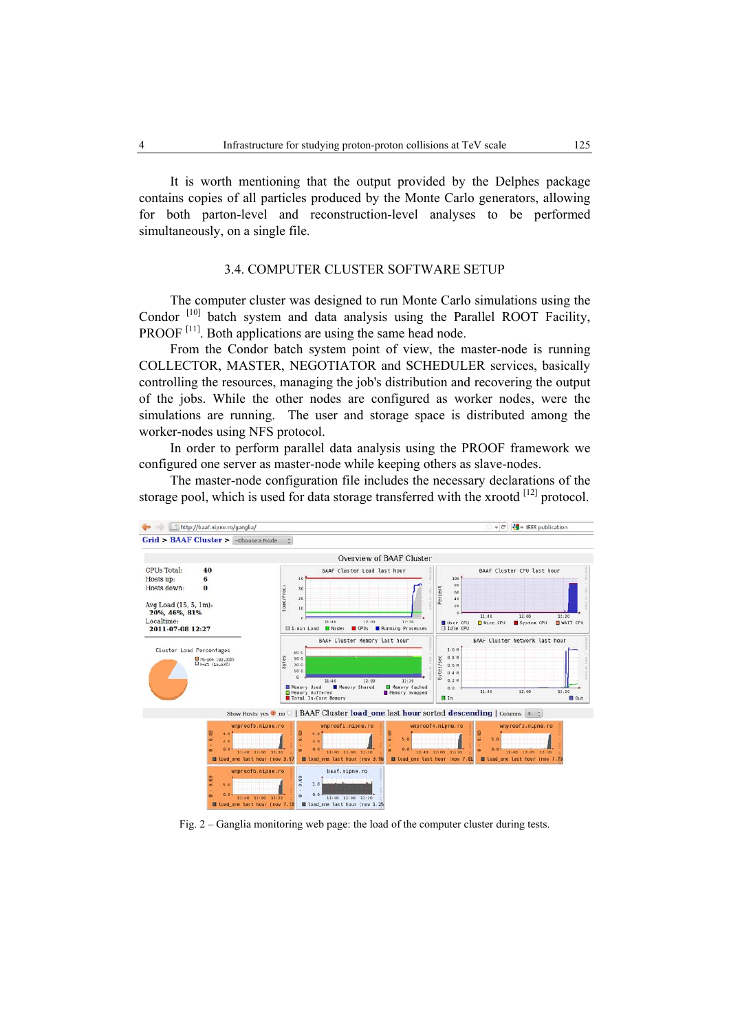It is worth mentioning that the output provided by the Delphes package contains copies of all particles produced by the Monte Carlo generators, allowing for both parton-level and reconstruction-level analyses to be performed simultaneously, on a single file.

### 3.4. COMPUTER CLUSTER SOFTWARE SETUP

The computer cluster was designed to run Monte Carlo simulations using the Condor [10] batch system and data analysis using the Parallel ROOT Facility, PROOF [11]. Both applications are using the same head node.

From the Condor batch system point of view, the master-node is running COLLECTOR, MASTER, NEGOTIATOR and SCHEDULER services, basically controlling the resources, managing the job's distribution and recovering the output of the jobs. While the other nodes are configured as worker nodes, were the simulations are running. The user and storage space is distributed among the worker-nodes using NFS protocol.

In order to perform parallel data analysis using the PROOF framework we configured one server as master-node while keeping others as slave-nodes.

The master-node configuration file includes the necessary declarations of the storage pool, which is used for data storage transferred with the xrootd [12] protocol.

Fig. 2 – Ganglia monitoring web page: the load of the computer cluster during tests.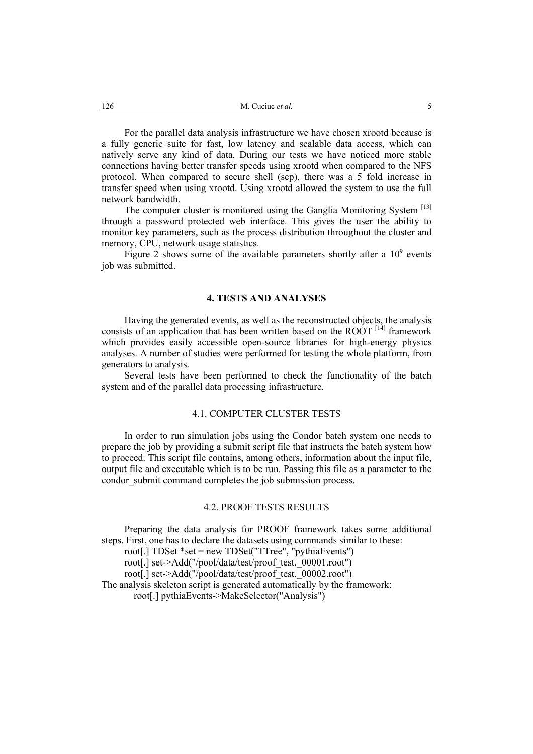For the parallel data analysis infrastructure we have chosen xrootd because is a fully generic suite for fast, low latency and scalable data access, which can natively serve any kind of data. During our tests we have noticed more stable connections having better transfer speeds using xrootd when compared to the NFS protocol. When compared to secure shell (scp), there was a 5 fold increase in transfer speed when using xrootd. Using xrootd allowed the system to use the full network bandwidth.

The computer cluster is monitored using the Ganglia Monitoring System [13] through a password protected web interface. This gives the user the ability to monitor key parameters, such as the process distribution throughout the cluster and memory, CPU, network usage statistics.

Figure 2 shows some of the available parameters shortly after a $10^9$ events job was submitted.

## 4. TESTS AND ANALYSES

Having the generated events, as well as the reconstructed objects, the analysis consists of an application that has been written based on the ROOT [14] framework which provides easily accessible open-source libraries for high-energy physics analyses. A number of studies were performed for testing the whole platform, from generators to analysis.

Several tests have been performed to check the functionality of the batch system and of the parallel data processing infrastructure.

### 4.1. COMPUTER CLUSTER TESTS

In order to run simulation jobs using the Condor batch system one needs to prepare the job by providing a submit script file that instructs the batch system how to proceed. This script file contains, among others, information about the input file, output file and executable which is to be run. Passing this file as a parameter to the condor_submit command completes the job submission process.

### 4.2. PROOF TESTS RESULTS

Preparing the data analysis for PROOF framework takes some additional steps. First, one has to declare the datasets using commands similar to these:

```
root[.] TDSet *set = new TDSet("TTree", "pythiaEvents")
root[.] set->Add("/pool/data/test/proof_test._00001.root")
root[.] set->Add("/pool/data/test/proof_test._00002.root")
```

The analysis skeleton script is generated automatically by the framework:

```
root[.] pythiaEvents->MakeSelector("Analysis")
```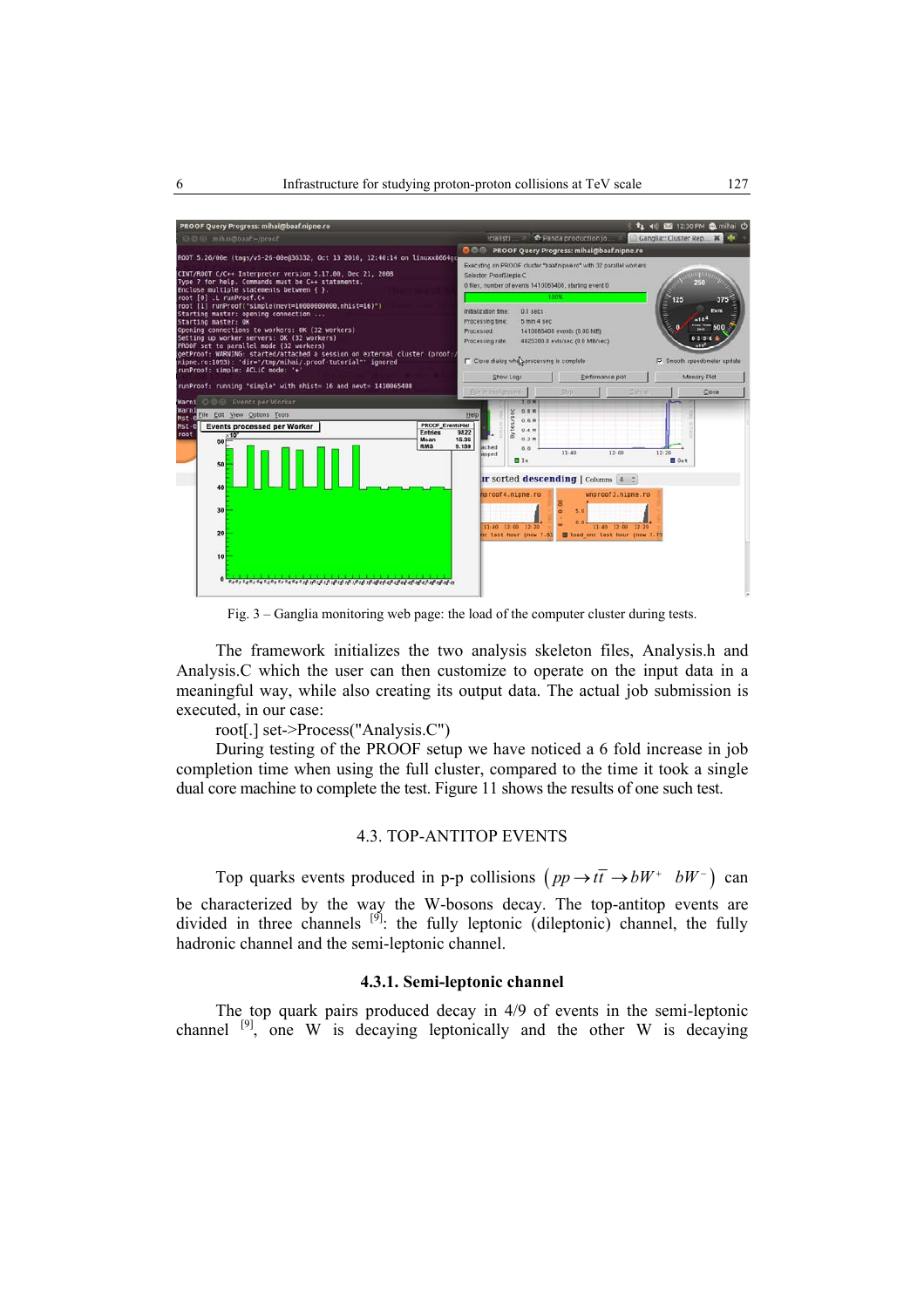Fig. 3 – Ganglia monitoring web page: the load of the computer cluster during tests.

The framework initializes the two analysis skeleton files, Analysis.h and Analysis.C which the user can then customize to operate on the input data in a meaningful way, while also creating its output data. The actual job submission is executed, in our case:

root[.] set->Process("Analysis.C")

During testing of the PROOF setup we have noticed a 6 fold increase in job completion time when using the full cluster, compared to the time it took a single dual core machine to complete the test. Figure 11 shows the results of one such test.

### 4.3. TOP-ANTITOP EVENTS

Top quarks events produced in p-p collisions $\left( pp \rightarrow t\bar{t} \rightarrow bW^{+} \ \ bW^{-} \right)$ can be characterized by the way the W-bosons decay. The top-antitop events are divided in three channels [9]: the fully leptonic (dileptonic) channel, the fully hadronic channel and the semi-leptonic channel.

#### 4.3.1. Semi-leptonic channel

The top quark pairs produced decay in 4/9 of events in the semi-leptonic channel [9], one W is decaying leptonically and the other W is decaying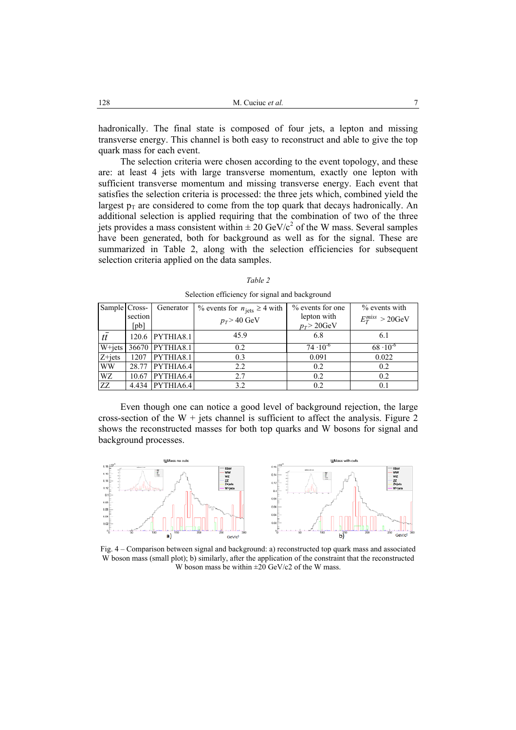hadronically. The final state is composed of four jets, a lepton and missing transverse energy. This channel is both easy to reconstruct and able to give the top quark mass for each event.

The selection criteria were chosen according to the event topology, and these are: at least 4 jets with large transverse momentum, exactly one lepton with sufficient transverse momentum and missing transverse energy. Each event that satisfies the selection criteria is processed: the three jets which, combined yield the largest $p_T$ are considered to come from the top quark that decays hadronically. An additional selection is applied requiring that the combination of two of the three jets provides a mass consistent within $\pm$ 20 GeV/$c^2$ of the W mass. Several samples have been generated, both for background as well as for the signal. These are summarized in Table 2, along with the selection efficiencies for subsequent selection criteria applied on the data samples.

*Table 2*

Selection efficiency for signal and background

| Sample | Cross-section [pb] | Generator | % events for $n_{\text{jets}} \geq 4$ with $p_T > 40$ GeV | % events for one lepton with $p_T > 20$GeV | % events with $E_T^{miss} > 20$GeV |
|---|---|---|---|---|---|
| $t\bar{t}$ | 120.6 | PYTHIA8.1 | 45.9 | 6.8 | 6.1 |
| W+jets | 36670 | PYTHIA8.1 | 0.2 | $74 \cdot 10^{-6}$ | $68 \cdot 10^{-6}$ |
| Z+jets | 1207 | PYTHIA8.1 | 0.3 | 0.091 | 0.022 |
| WW | 28.77 | PYTHIA6.4 | 2.2 | 0.2 | 0.2 |
| WZ | 10.67 | PYTHIA6.4 | 2.7 | 0.2 | 0.2 |
| ZZ | 4.434 | PYTHIA6.4 | 3.2 | 0.2 | 0.1 |

Even though one can notice a good level of background rejection, the large cross-section of the W + jets channel is sufficient to affect the analysis. Figure 2 shows the reconstructed masses for both top quarks and W bosons for signal and background processes.

Fig. 4 – Comparison between signal and background: a) reconstructed top quark mass and associated W boson mass (small plot); b) similarly, after the application of the constraint that the reconstructed W boson mass be within ±20 GeV/c2 of the W mass.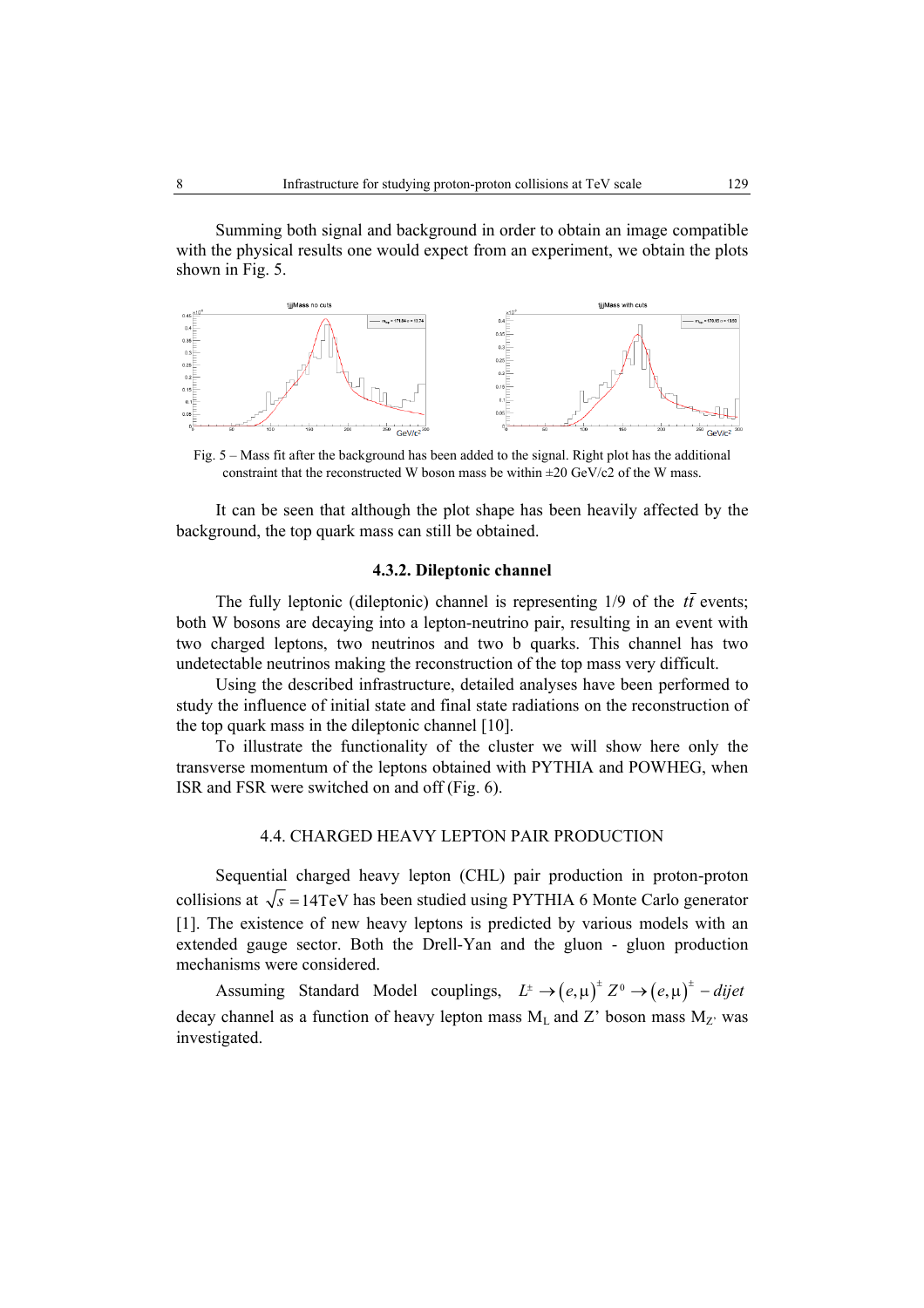Summing both signal and background in order to obtain an image compatible with the physical results one would expect from an experiment, we obtain the plots shown in Fig. 5.

Fig. 5 – Mass fit after the background has been added to the signal. Right plot has the additional constraint that the reconstructed W boson mass be within ±20 GeV/c2 of the W mass.

It can be seen that although the plot shape has been heavily affected by the background, the top quark mass can still be obtained.

### 4.3.2. Dileptonic channel

The fully leptonic (dileptonic) channel is representing 1/9 of the $t\bar{t}$ events; both W bosons are decaying into a lepton-neutrino pair, resulting in an event with two charged leptons, two neutrinos and two b quarks. This channel has two undetectable neutrinos making the reconstruction of the top mass very difficult.

Using the described infrastructure, detailed analyses have been performed to study the influence of initial state and final state radiations on the reconstruction of the top quark mass in the dileptonic channel [10].

To illustrate the functionality of the cluster we will show here only the transverse momentum of the leptons obtained with PYTHIA and POWHEG, when ISR and FSR were switched on and off (Fig. 6).

## 4.4. CHARGED HEAVY LEPTON PAIR PRODUCTION

Sequential charged heavy lepton (CHL) pair production in proton-proton collisions at $\sqrt{s} = 14\text{TeV}$ has been studied using PYTHIA 6 Monte Carlo generator [1]. The existence of new heavy leptons is predicted by various models with an extended gauge sector. Both the Drell-Yan and the gluon - gluon production mechanisms were considered.

Assuming Standard Model couplings, $L^{\pm} \to (e,\mu)^{\pm} Z^{0} \to (e,\mu)^{\pm} - dijet$ decay channel as a function of heavy lepton mass $M_L$ and Z' boson mass $M_{Z'}$ was investigated.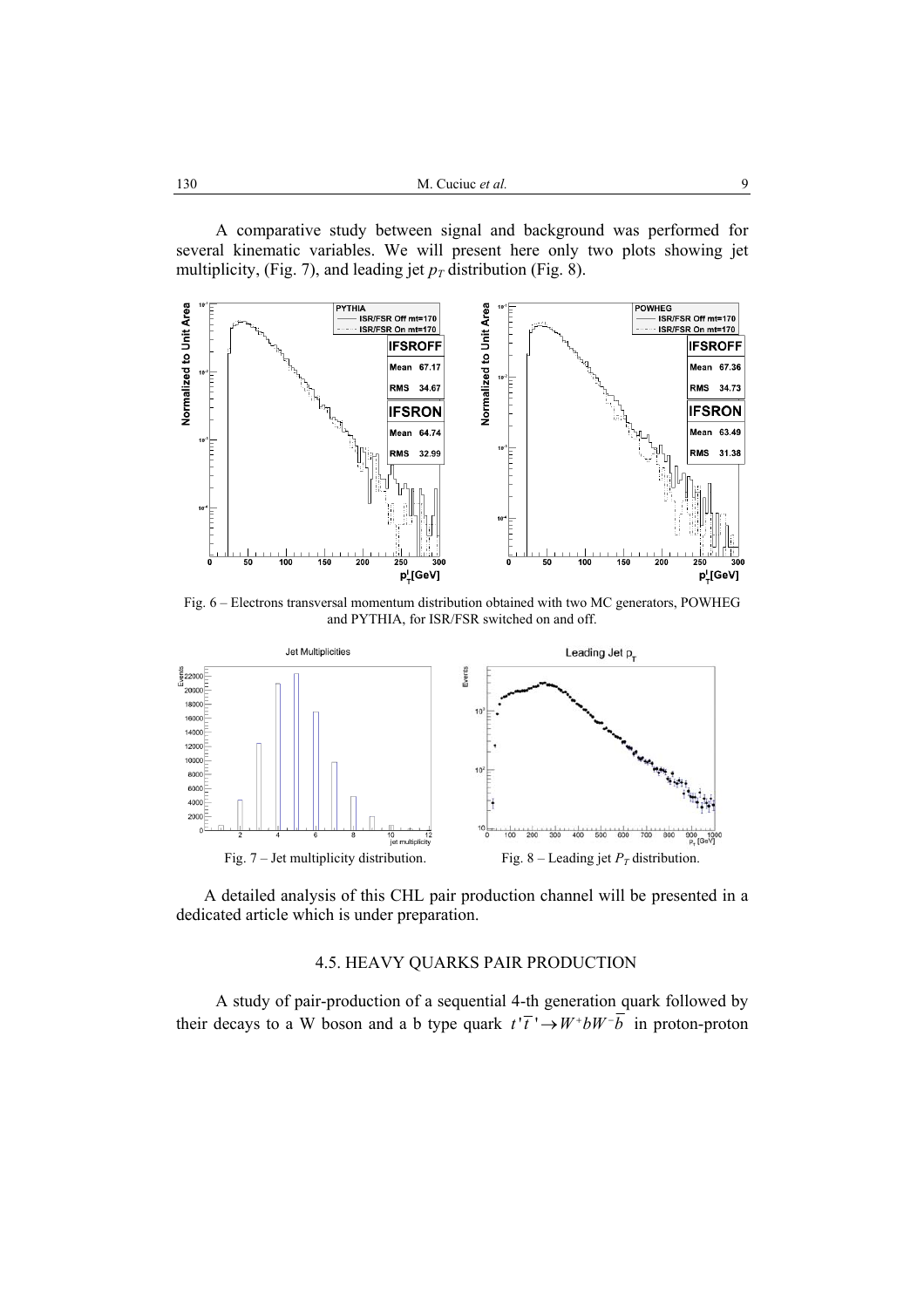A comparative study between signal and background was performed for several kinematic variables. We will present here only two plots showing jet multiplicity, (Fig. 7), and leading jet $p_T$ distribution (Fig. 8).

Fig. 6 – Electrons transversal momentum distribution obtained with two MC generators, POWHEG and PYTHIA, for ISR/FSR switched on and off.

Fig. 7 – Jet multiplicity distribution.

Fig. 8 – Leading jet $P_T$ distribution.

A detailed analysis of this CHL pair production channel will be presented in a dedicated article which is under preparation.

### 4.5. HEAVY QUARKS PAIR PRODUCTION

A study of pair-production of a sequential 4-th generation quark followed by their decays to a W boson and a b type quark $t'\overline{t}' \to W^+bW^-\overline{b}$ in proton-proton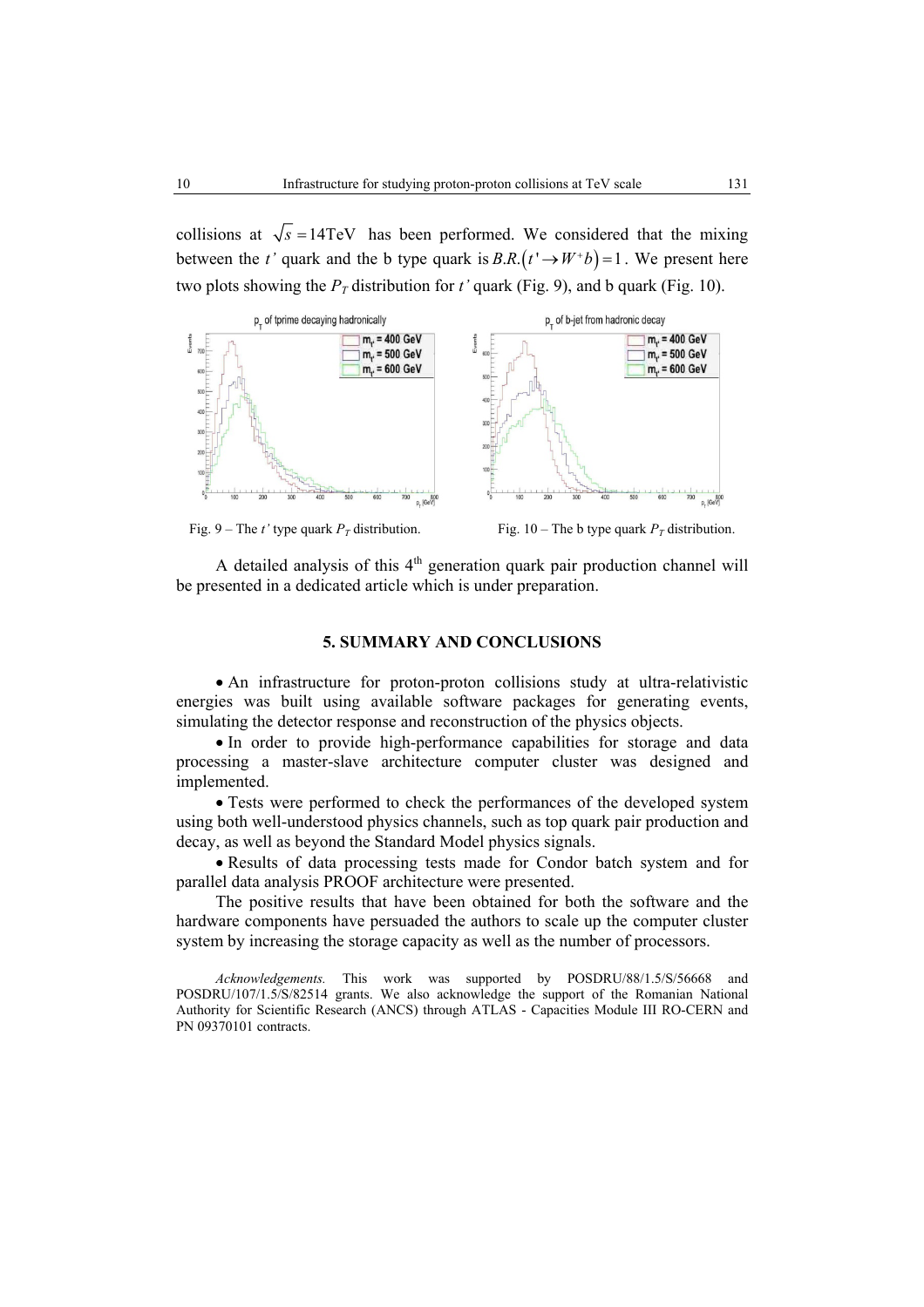collisions at $\sqrt{s} = 14\text{TeV}$ has been performed. We considered that the mixing between the *t'* quark and the b type quark is $B.R.(t' \rightarrow W^{+}b) = 1$. We present here two plots showing the $P_T$ distribution for *t'* quark (Fig. 9), and b quark (Fig. 10).

Fig. 9 – The *t'* type quark $P_T$ distribution.

Fig. 10 – The b type quark $P_T$ distribution.

A detailed analysis of this 4th generation quark pair production channel will be presented in a dedicated article which is under preparation.

## 5. SUMMARY AND CONCLUSIONS

- An infrastructure for proton-proton collisions study at ultra-relativistic energies was built using available software packages for generating events, simulating the detector response and reconstruction of the physics objects.
- In order to provide high-performance capabilities for storage and data processing a master-slave architecture computer cluster was designed and implemented.
- Tests were performed to check the performances of the developed system using both well-understood physics channels, such as top quark pair production and decay, as well as beyond the Standard Model physics signals.
- Results of data processing tests made for Condor batch system and for parallel data analysis PROOF architecture were presented.

The positive results that have been obtained for both the software and the hardware components have persuaded the authors to scale up the computer cluster system by increasing the storage capacity as well as the number of processors.

*Acknowledgements.* This work was supported by POSDRU/88/1.5/S/56668 and POSDRU/107/1.5/S/82514 grants. We also acknowledge the support of the Romanian National Authority for Scientific Research (ANCS) through ATLAS - Capacities Module III RO-CERN and PN 09370101 contracts.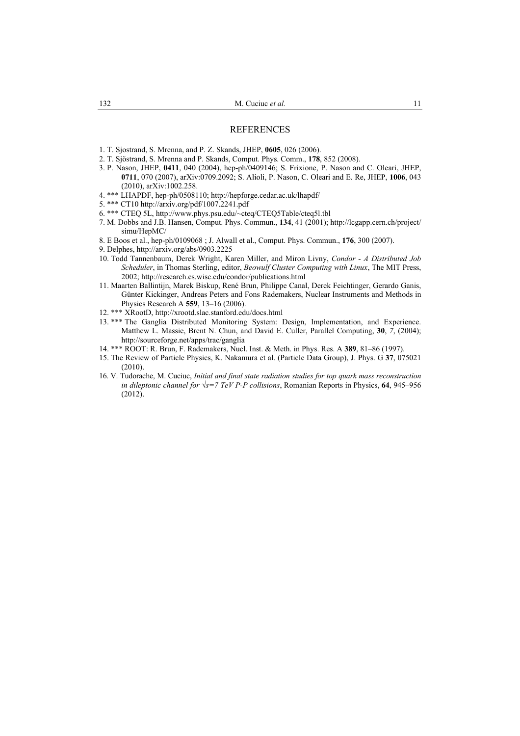## REFERENCES

1. T. Sjostrand, S. Mrenna, and P. Z. Skands, JHEP, **0605**, 026 (2006).
2. T. Sjöstrand, S. Mrenna and P. Skands, Comput. Phys. Comm., **178**, 852 (2008).
3. P. Nason, JHEP, **0411**, 040 (2004), hep-ph/0409146; S. Frixione, P. Nason and C. Oleari, JHEP, **0711**, 070 (2007), arXiv:0709.2092; S. Alioli, P. Nason, C. Oleari and E. Re, JHEP, **1006**, 043 (2010), arXiv:1002.258.
4. *** LHAPDF, hep-ph/0508110; http://hepforge.cedar.ac.uk/lhapdf/
5. *** CT10 http://arxiv.org/pdf/1007.2241.pdf
6. *** CTEQ 5L, http://www.phys.psu.edu/~cteq/CTEQ5Table/cteq5l.tbl
7. M. Dobbs and J.B. Hansen, Comput. Phys. Commun., **134**, 41 (2001); http://lcgapp.cern.ch/project/simu/HepMC/
8. E Boos et al., hep-ph/0109068 ; J. Alwall et al., Comput. Phys. Commun., **176**, 300 (2007).
9. Delphes, http://arxiv.org/abs/0903.2225
10. Todd Tannenbaum, Derek Wright, Karen Miller, and Miron Livny, *Condor - A Distributed Job Scheduler*, in Thomas Sterling, editor, *Beowulf Cluster Computing with Linux*, The MIT Press, 2002; http://research.cs.wisc.edu/condor/publications.html
11. Maarten Ballintijn, Marek Biskup, René Brun, Philippe Canal, Derek Feichtinger, Gerardo Ganis, Günter Kickinger, Andreas Peters and Fons Rademakers, Nuclear Instruments and Methods in Physics Research A **559**, 13–16 (2006).
12. *** XRootD, http://xrootd.slac.stanford.edu/docs.html
13. *** The Ganglia Distributed Monitoring System: Design, Implementation, and Experience. Matthew L. Massie, Brent N. Chun, and David E. Culler, Parallel Computing, **30**, *7*, (2004); http://sourceforge.net/apps/trac/ganglia
14. *** ROOT: R. Brun, F. Rademakers, Nucl. Inst. & Meth. in Phys. Res. A **389**, 81–86 (1997).
15. The Review of Particle Physics, K. Nakamura et al. (Particle Data Group), J. Phys. G **37**, 075021 (2010).
16. V. Tudorache, M. Cuciuc, *Initial and final state radiation studies for top quark mass reconstruction in dileptonic channel for* $\sqrt{s}=7$ *TeV P-P collisions*, Romanian Reports in Physics, **64**, 945–956 (2012).